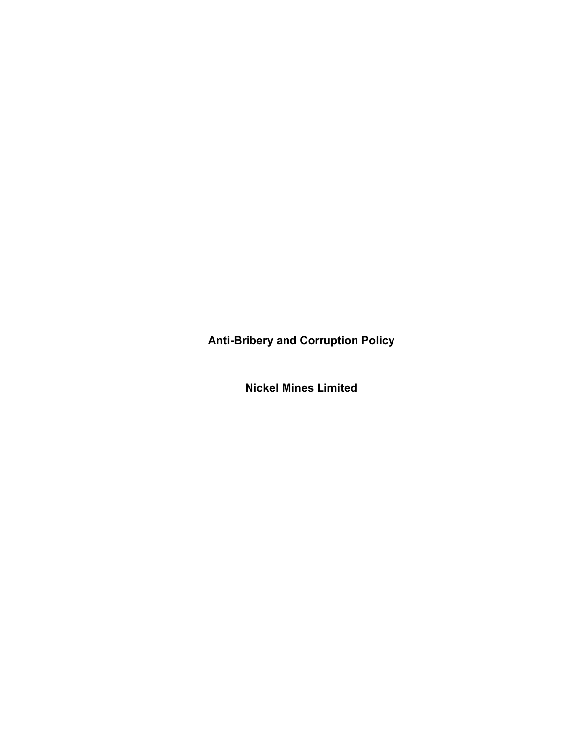# Anti-Bribery and Corruption Policy

# Nickel Mines Limited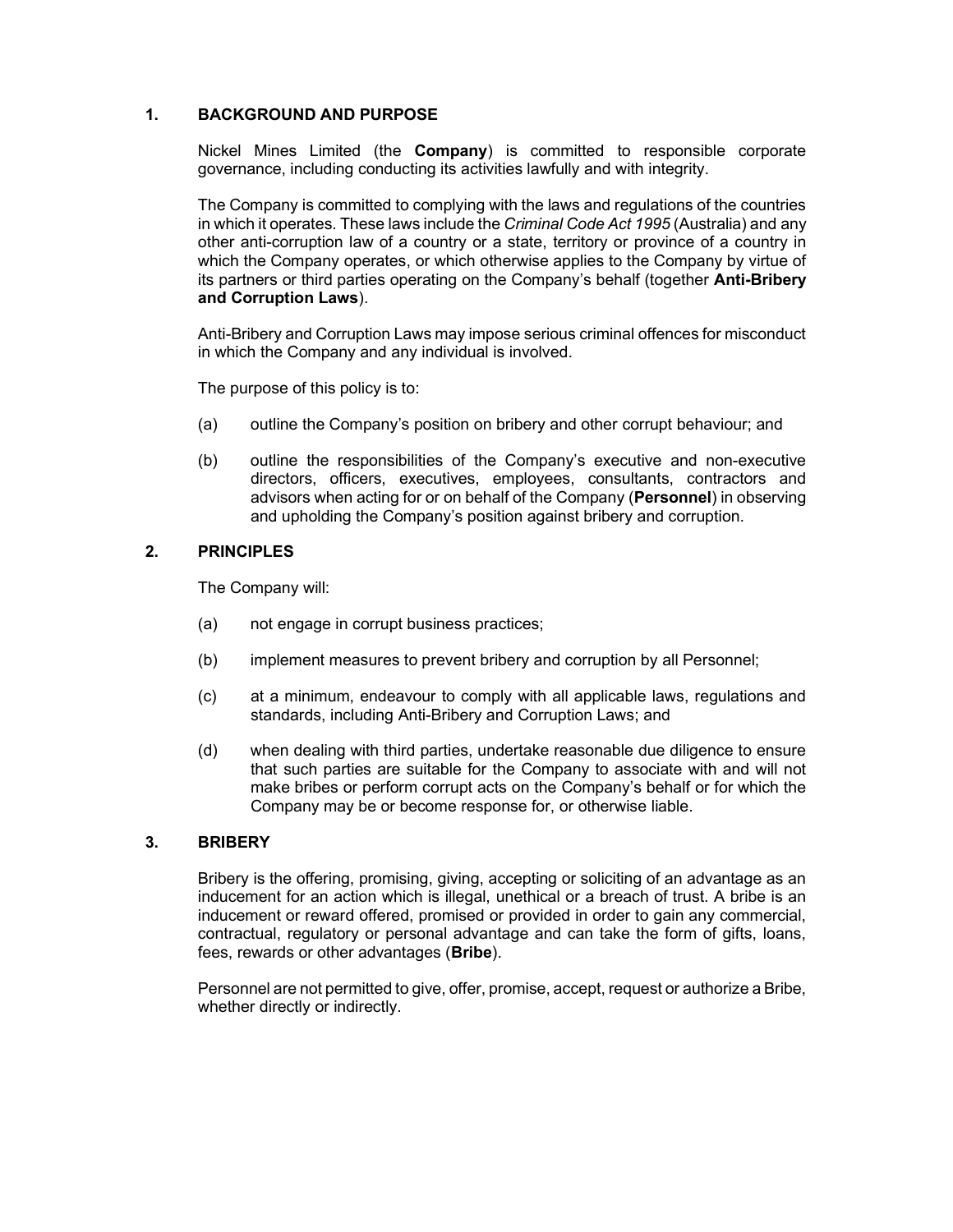## 1. BACKGROUND AND PURPOSE

Nickel Mines Limited (the **Company**) is committed to responsible corporate governance, including conducting its activities lawfully and with integrity.

The Company is committed to complying with the laws and regulations of the countries in which it operates. These laws include the *Criminal Code Act 1995* (Australia) and any other anti-corruption law of a country or a state, territory or province of a country in which the Company operates, or which otherwise applies to the Company by virtue of its partners or third parties operating on the Company's behalf (together **Anti-Bribery and Corruption Laws**).

Anti-Bribery and Corruption Laws may impose serious criminal offences for misconduct in which the Company and any individual is involved.

The purpose of this policy is to:

(a) outline the Company's position on bribery and other corrupt behaviour; and

(b) outline the responsibilities of the Company's executive and non-executive directors, officers, executives, employees, consultants, contractors and advisors when acting for or on behalf of the Company (**Personnel**) in observing and upholding the Company's position against bribery and corruption.

## 2. PRINCIPLES

The Company will:

(a) not engage in corrupt business practices;

(b) implement measures to prevent bribery and corruption by all Personnel;

(c) at a minimum, endeavour to comply with all applicable laws, regulations and standards, including Anti-Bribery and Corruption Laws; and

(d) when dealing with third parties, undertake reasonable due diligence to ensure that such parties are suitable for the Company to associate with and will not make bribes or perform corrupt acts on the Company's behalf or for which the Company may be or become response for, or otherwise liable.

## 3. BRIBERY

Bribery is the offering, promising, giving, accepting or soliciting of an advantage as an inducement for an action which is illegal, unethical or a breach of trust. A bribe is an inducement or reward offered, promised or provided in order to gain any commercial, contractual, regulatory or personal advantage and can take the form of gifts, loans, fees, rewards or other advantages (**Bribe**).

Personnel are not permitted to give, offer, promise, accept, request or authorize a Bribe, whether directly or indirectly.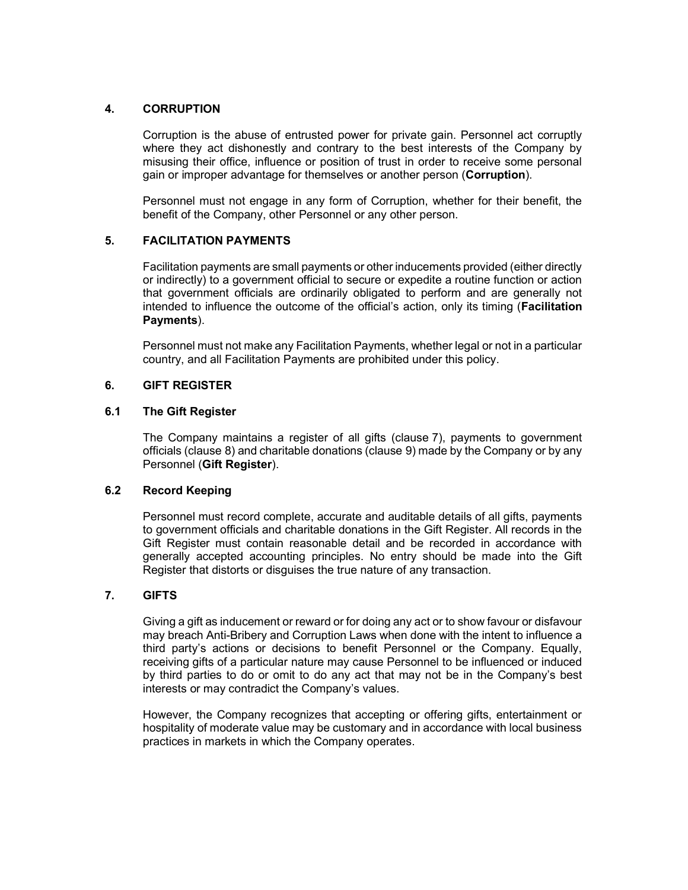## 4. CORRUPTION

Corruption is the abuse of entrusted power for private gain. Personnel act corruptly where they act dishonestly and contrary to the best interests of the Company by misusing their office, influence or position of trust in order to receive some personal gain or improper advantage for themselves or another person (**Corruption**).

Personnel must not engage in any form of Corruption, whether for their benefit, the benefit of the Company, other Personnel or any other person.

## 5. FACILITATION PAYMENTS

Facilitation payments are small payments or other inducements provided (either directly or indirectly) to a government official to secure or expedite a routine function or action that government officials are ordinarily obligated to perform and are generally not intended to influence the outcome of the official's action, only its timing (**Facilitation Payments**).

Personnel must not make any Facilitation Payments, whether legal or not in a particular country, and all Facilitation Payments are prohibited under this policy.

## 6. GIFT REGISTER

### 6.1 The Gift Register

The Company maintains a register of all gifts (clause 7), payments to government officials (clause 8) and charitable donations (clause 9) made by the Company or by any Personnel (**Gift Register**).

### 6.2 Record Keeping

Personnel must record complete, accurate and auditable details of all gifts, payments to government officials and charitable donations in the Gift Register. All records in the Gift Register must contain reasonable detail and be recorded in accordance with generally accepted accounting principles. No entry should be made into the Gift Register that distorts or disguises the true nature of any transaction.

## 7. GIFTS

Giving a gift as inducement or reward or for doing any act or to show favour or disfavour may breach Anti-Bribery and Corruption Laws when done with the intent to influence a third party's actions or decisions to benefit Personnel or the Company. Equally, receiving gifts of a particular nature may cause Personnel to be influenced or induced by third parties to do or omit to do any act that may not be in the Company's best interests or may contradict the Company's values.

However, the Company recognizes that accepting or offering gifts, entertainment or hospitality of moderate value may be customary and in accordance with local business practices in markets in which the Company operates.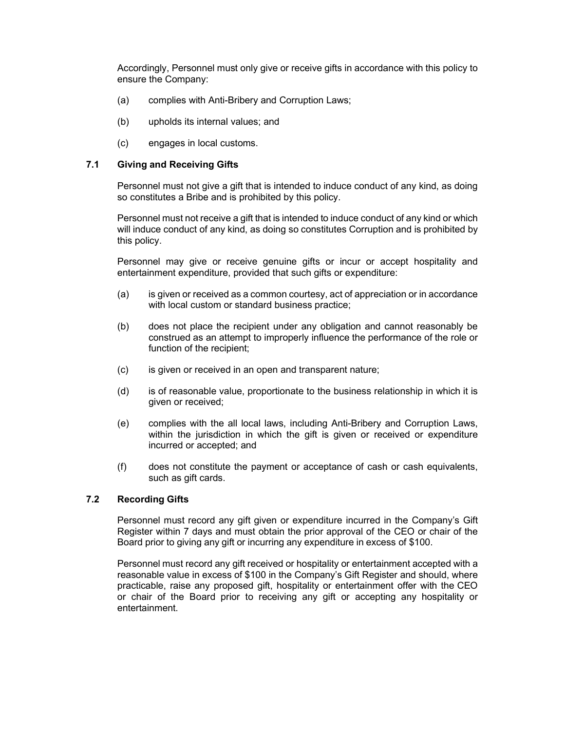Accordingly, Personnel must only give or receive gifts in accordance with this policy to ensure the Company:

(a) complies with Anti-Bribery and Corruption Laws;

(b) upholds its internal values; and

(c) engages in local customs.

### 7.1 Giving and Receiving Gifts

Personnel must not give a gift that is intended to induce conduct of any kind, as doing so constitutes a Bribe and is prohibited by this policy.

Personnel must not receive a gift that is intended to induce conduct of any kind or which will induce conduct of any kind, as doing so constitutes Corruption and is prohibited by this policy.

Personnel may give or receive genuine gifts or incur or accept hospitality and entertainment expenditure, provided that such gifts or expenditure:

(a) is given or received as a common courtesy, act of appreciation or in accordance with local custom or standard business practice;

(b) does not place the recipient under any obligation and cannot reasonably be construed as an attempt to improperly influence the performance of the role or function of the recipient;

(c) is given or received in an open and transparent nature;

(d) is of reasonable value, proportionate to the business relationship in which it is given or received;

(e) complies with the all local laws, including Anti-Bribery and Corruption Laws, within the jurisdiction in which the gift is given or received or expenditure incurred or accepted; and

(f) does not constitute the payment or acceptance of cash or cash equivalents, such as gift cards.

### 7.2 Recording Gifts

Personnel must record any gift given or expenditure incurred in the Company's Gift Register within 7 days and must obtain the prior approval of the CEO or chair of the Board prior to giving any gift or incurring any expenditure in excess of $100.

Personnel must record any gift received or hospitality or entertainment accepted with a reasonable value in excess of $100 in the Company's Gift Register and should, where practicable, raise any proposed gift, hospitality or entertainment offer with the CEO or chair of the Board prior to receiving any gift or accepting any hospitality or entertainment.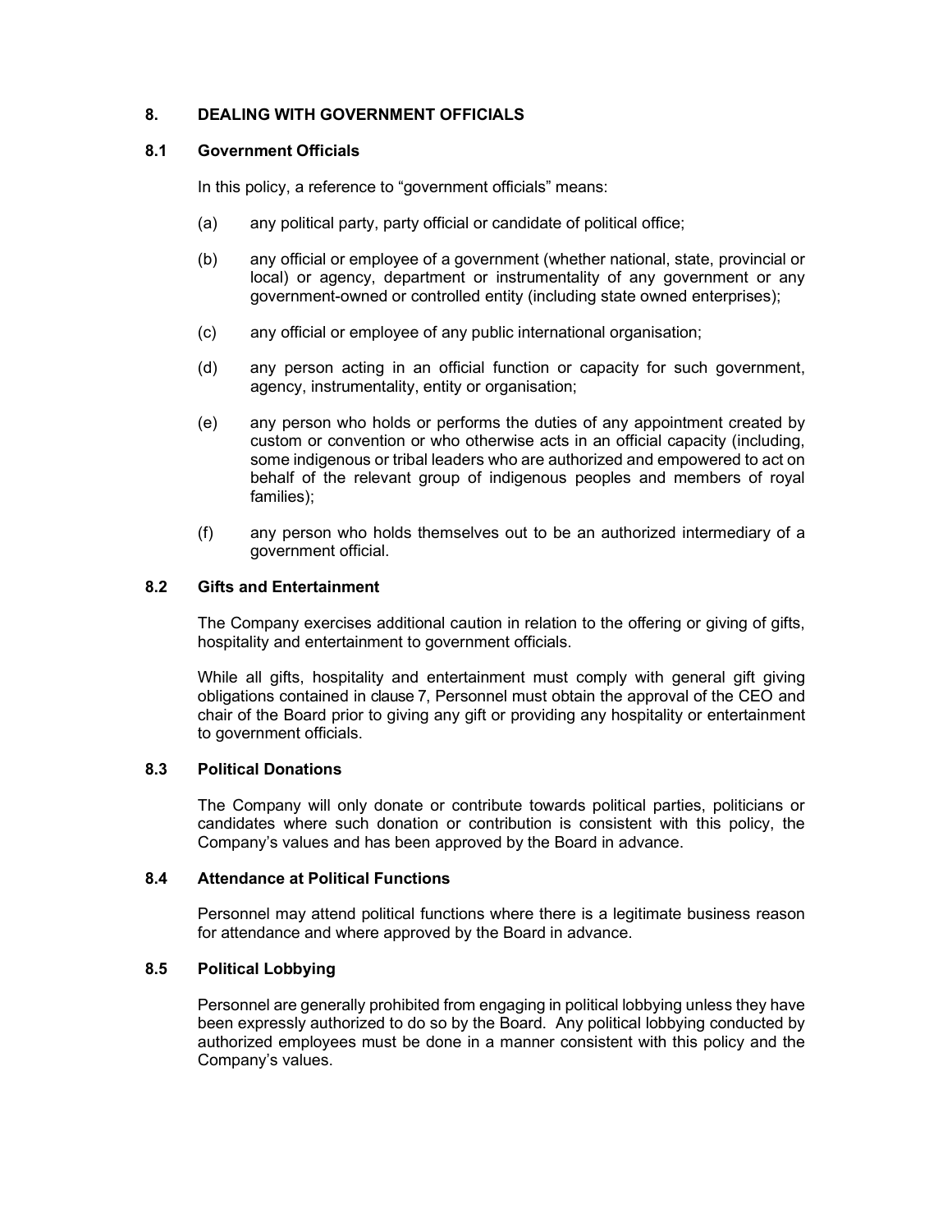## 8. DEALING WITH GOVERNMENT OFFICIALS

### 8.1 Government Officials

In this policy, a reference to "government officials" means:

(a) any political party, party official or candidate of political office;

(b) any official or employee of a government (whether national, state, provincial or local) or agency, department or instrumentality of any government or any government-owned or controlled entity (including state owned enterprises);

(c) any official or employee of any public international organisation;

(d) any person acting in an official function or capacity for such government, agency, instrumentality, entity or organisation;

(e) any person who holds or performs the duties of any appointment created by custom or convention or who otherwise acts in an official capacity (including, some indigenous or tribal leaders who are authorized and empowered to act on behalf of the relevant group of indigenous peoples and members of royal families);

(f) any person who holds themselves out to be an authorized intermediary of a government official.

### 8.2 Gifts and Entertainment

The Company exercises additional caution in relation to the offering or giving of gifts, hospitality and entertainment to government officials.

While all gifts, hospitality and entertainment must comply with general gift giving obligations contained in clause 7, Personnel must obtain the approval of the CEO and chair of the Board prior to giving any gift or providing any hospitality or entertainment to government officials.

### 8.3 Political Donations

The Company will only donate or contribute towards political parties, politicians or candidates where such donation or contribution is consistent with this policy, the Company's values and has been approved by the Board in advance.

### 8.4 Attendance at Political Functions

Personnel may attend political functions where there is a legitimate business reason for attendance and where approved by the Board in advance.

### 8.5 Political Lobbying

Personnel are generally prohibited from engaging in political lobbying unless they have been expressly authorized to do so by the Board. Any political lobbying conducted by authorized employees must be done in a manner consistent with this policy and the Company's values.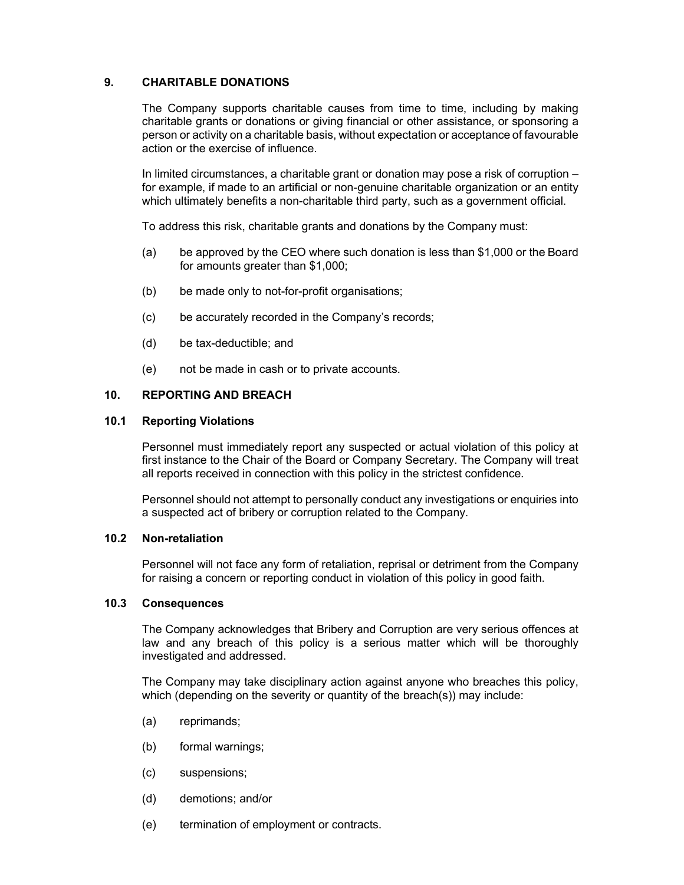## 9. CHARITABLE DONATIONS

The Company supports charitable causes from time to time, including by making charitable grants or donations or giving financial or other assistance, or sponsoring a person or activity on a charitable basis, without expectation or acceptance of favourable action or the exercise of influence.

In limited circumstances, a charitable grant or donation may pose a risk of corruption – for example, if made to an artificial or non-genuine charitable organization or an entity which ultimately benefits a non-charitable third party, such as a government official.

To address this risk, charitable grants and donations by the Company must:

(a) be approved by the CEO where such donation is less than $1,000 or the Board for amounts greater than $1,000;

(b) be made only to not-for-profit organisations;

(c) be accurately recorded in the Company's records;

(d) be tax-deductible; and

(e) not be made in cash or to private accounts.

## 10. REPORTING AND BREACH

### 10.1 Reporting Violations

Personnel must immediately report any suspected or actual violation of this policy at first instance to the Chair of the Board or Company Secretary. The Company will treat all reports received in connection with this policy in the strictest confidence.

Personnel should not attempt to personally conduct any investigations or enquiries into a suspected act of bribery or corruption related to the Company.

### 10.2 Non-retaliation

Personnel will not face any form of retaliation, reprisal or detriment from the Company for raising a concern or reporting conduct in violation of this policy in good faith.

### 10.3 Consequences

The Company acknowledges that Bribery and Corruption are very serious offences at law and any breach of this policy is a serious matter which will be thoroughly investigated and addressed.

The Company may take disciplinary action against anyone who breaches this policy, which (depending on the severity or quantity of the breach(s)) may include:

(a) reprimands;

(b) formal warnings;

(c) suspensions;

(d) demotions; and/or

(e) termination of employment or contracts.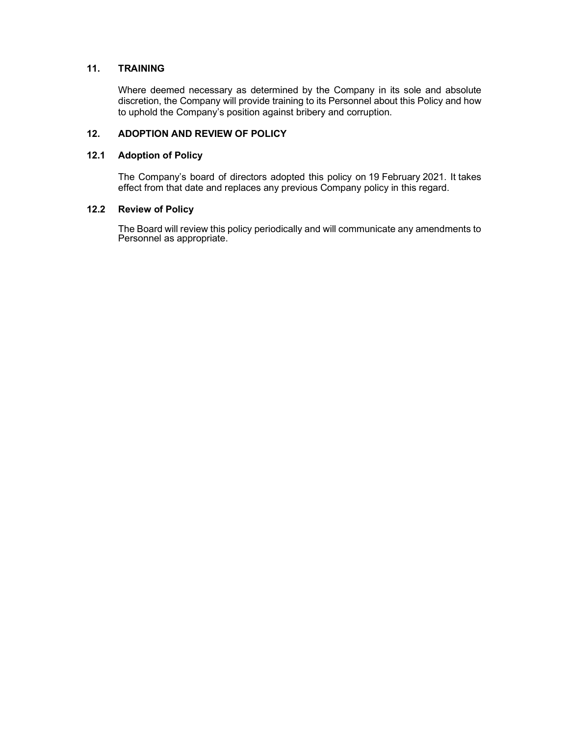## 11. TRAINING

Where deemed necessary as determined by the Company in its sole and absolute discretion, the Company will provide training to its Personnel about this Policy and how to uphold the Company's position against bribery and corruption.

## 12. ADOPTION AND REVIEW OF POLICY

### 12.1 Adoption of Policy

The Company's board of directors adopted this policy on 19 February 2021. It takes effect from that date and replaces any previous Company policy in this regard.

### 12.2 Review of Policy

The Board will review this policy periodically and will communicate any amendments to Personnel as appropriate.